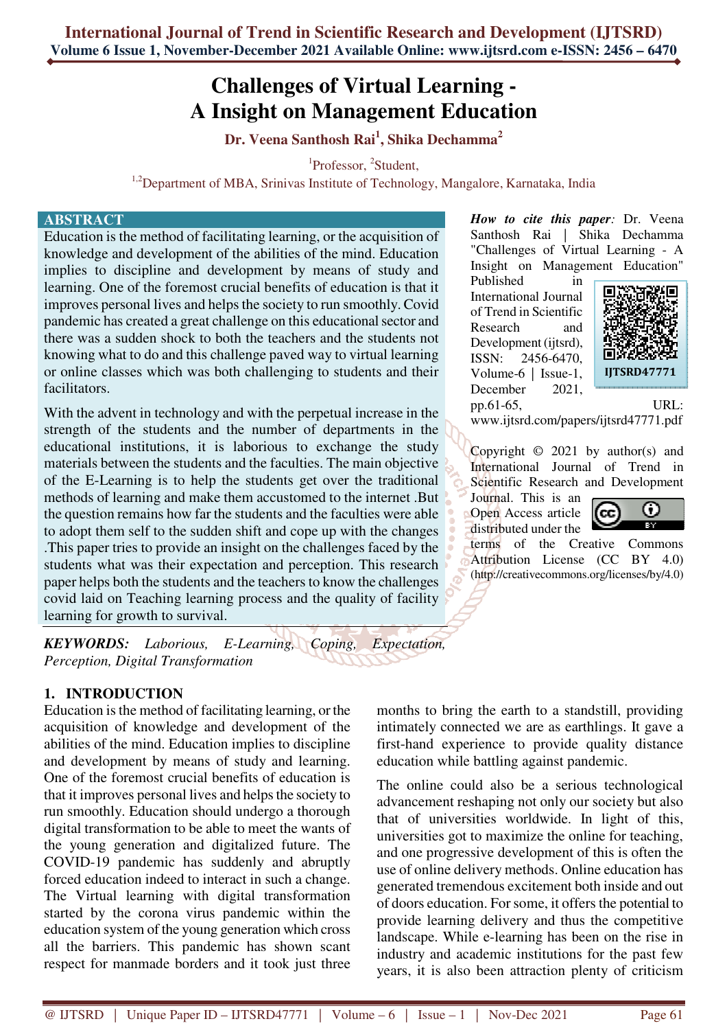# Challenges of Virtual Learning - A Insight on Management Education

**Dr. Veena Santhosh Rai[1], Shika Dechamma[2]**

[1]Professor, [2]Student,

[1,2]Department of MBA, Srinivas Institute of Technology, Mangalore, Karnataka, India

## ABSTRACT

Education is the method of facilitating learning, or the acquisition of knowledge and development of the abilities of the mind. Education implies to discipline and development by means of study and learning. One of the foremost crucial benefits of education is that it improves personal lives and helps the society to run smoothly. Covid pandemic has created a great challenge on this educational sector and there was a sudden shock to both the teachers and the students not knowing what to do and this challenge paved way to virtual learning or online classes which was both challenging to students and their facilitators.

With the advent in technology and with the perpetual increase in the strength of the students and the number of departments in the educational institutions, it is laborious to exchange the study materials between the students and the faculties. The main objective of the E-Learning is to help the students get over the traditional methods of learning and make them accustomed to the internet .But the question remains how far the students and the faculties were able to adopt them self to the sudden shift and cope up with the changes .This paper tries to provide an insight on the challenges faced by the students what was their expectation and perception. This research paper helps both the students and the teachers to know the challenges covid laid on Teaching learning process and the quality of facility learning for growth to survival.

***KEYWORDS:*** *Laborious, E-Learning, Coping, Expectation, Perception, Digital Transformation*

***How to cite this paper:*** Dr. Veena Santhosh Rai | Shika Dechamma "Challenges of Virtual Learning - A Insight on Management Education" Published in International Journal of Trend in Scientific Research and Development (ijtsrd), ISSN: 2456-6470, Volume-6 | Issue-1, December 2021, pp.61-65, URL: www.ijtsrd.com/papers/ijtsrd47771.pdf

IJTSRD47771

Copyright © 2021 by author(s) and International Journal of Trend in Scientific Research and Development Journal. This is an Open Access article distributed under the terms of the Creative Commons Attribution License (CC BY 4.0) (http://creativecommons.org/licenses/by/4.0)

## 1. INTRODUCTION

Education is the method of facilitating learning, or the acquisition of knowledge and development of the abilities of the mind. Education implies to discipline and development by means of study and learning. One of the foremost crucial benefits of education is that it improves personal lives and helps the society to run smoothly. Education should undergo a thorough digital transformation to be able to meet the wants of the young generation and digitalized future. The COVID-19 pandemic has suddenly and abruptly forced education indeed to interact in such a change. The Virtual learning with digital transformation started by the corona virus pandemic within the education system of the young generation which cross all the barriers. This pandemic has shown scant respect for manmade borders and it took just three months to bring the earth to a standstill, providing intimately connected we are as earthlings. It gave a first-hand experience to provide quality distance education while battling against pandemic.

The online could also be a serious technological advancement reshaping not only our society but also that of universities worldwide. In light of this, universities got to maximize the online for teaching, and one progressive development of this is often the use of online delivery methods. Online education has generated tremendous excitement both inside and out of doors education. For some, it offers the potential to provide learning delivery and thus the competitive landscape. While e-learning has been on the rise in industry and academic institutions for the past few years, it is also been attraction plenty of criticism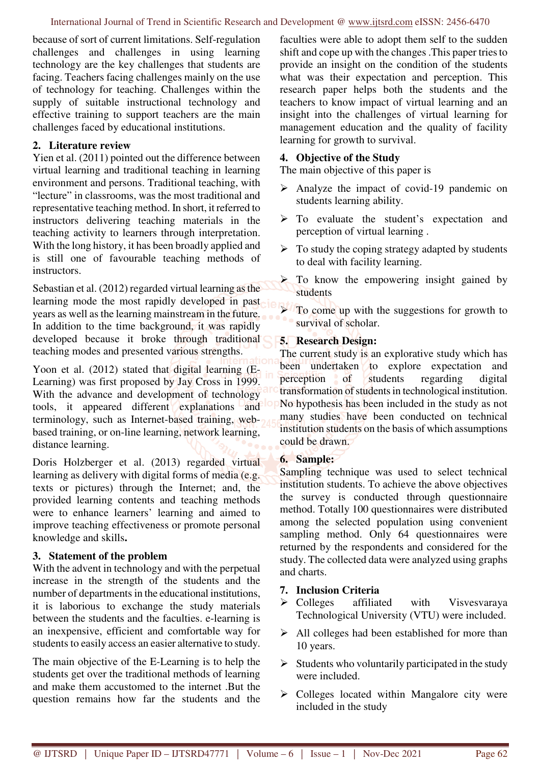because of sort of current limitations. Self-regulation challenges and challenges in using learning technology are the key challenges that students are facing. Teachers facing challenges mainly on the use of technology for teaching. Challenges within the supply of suitable instructional technology and effective training to support teachers are the main challenges faced by educational institutions.

## 2. Literature review

Yien et al. (2011) pointed out the difference between virtual learning and traditional teaching in learning environment and persons. Traditional teaching, with "lecture" in classrooms, was the most traditional and representative teaching method. In short, it referred to instructors delivering teaching materials in the teaching activity to learners through interpretation. With the long history, it has been broadly applied and is still one of favourable teaching methods of instructors.

Sebastian et al. (2012) regarded virtual learning as the learning mode the most rapidly developed in past years as well as the learning mainstream in the future. In addition to the time background, it was rapidly developed because it broke through traditional teaching modes and presented various strengths.

Yoon et al. (2012) stated that digital learning (E-Learning) was first proposed by Jay Cross in 1999. With the advance and development of technology tools, it appeared different explanations and terminology, such as Internet-based training, web-based training, or on-line learning, network learning, distance learning.

Doris Holzberger et al. (2013) regarded virtual learning as delivery with digital forms of media (e.g. texts or pictures) through the Internet; and, the provided learning contents and teaching methods were to enhance learners' learning and aimed to improve teaching effectiveness or promote personal knowledge and skills**.**

## 3. Statement of the problem

With the advent in technology and with the perpetual increase in the strength of the students and the number of departments in the educational institutions, it is laborious to exchange the study materials between the students and the faculties. e-learning is an inexpensive, efficient and comfortable way for students to easily access an easier alternative to study.

The main objective of the E-Learning is to help the students get over the traditional methods of learning and make them accustomed to the internet .But the question remains how far the students and the faculties were able to adopt them self to the sudden shift and cope up with the changes .This paper tries to provide an insight on the condition of the students what was their expectation and perception. This research paper helps both the students and the teachers to know impact of virtual learning and an insight into the challenges of virtual learning for management education and the quality of facility learning for growth to survival.

## 4. Objective of the Study

The main objective of this paper is

- Analyze the impact of covid-19 pandemic on students learning ability.
- To evaluate the student's expectation and perception of virtual learning .
- To study the coping strategy adapted by students to deal with facility learning.
- To know the empowering insight gained by students
- To come up with the suggestions for growth to survival of scholar.

## 5. Research Design:

The current study is an explorative study which has been undertaken to explore expectation and perception of students regarding digital transformation of students in technological institution. No hypothesis has been included in the study as not many studies have been conducted on technical institution students on the basis of which assumptions could be drawn.

## 6. Sample:

Sampling technique was used to select technical institution students. To achieve the above objectives the survey is conducted through questionnaire method. Totally 100 questionnaires were distributed among the selected population using convenient sampling method. Only 64 questionnaires were returned by the respondents and considered for the study. The collected data were analyzed using graphs and charts.

## 7. Inclusion Criteria

- Colleges affiliated with Visvesvaraya Technological University (VTU) were included.
- All colleges had been established for more than 10 years.
- Students who voluntarily participated in the study were included.
- Colleges located within Mangalore city were included in the study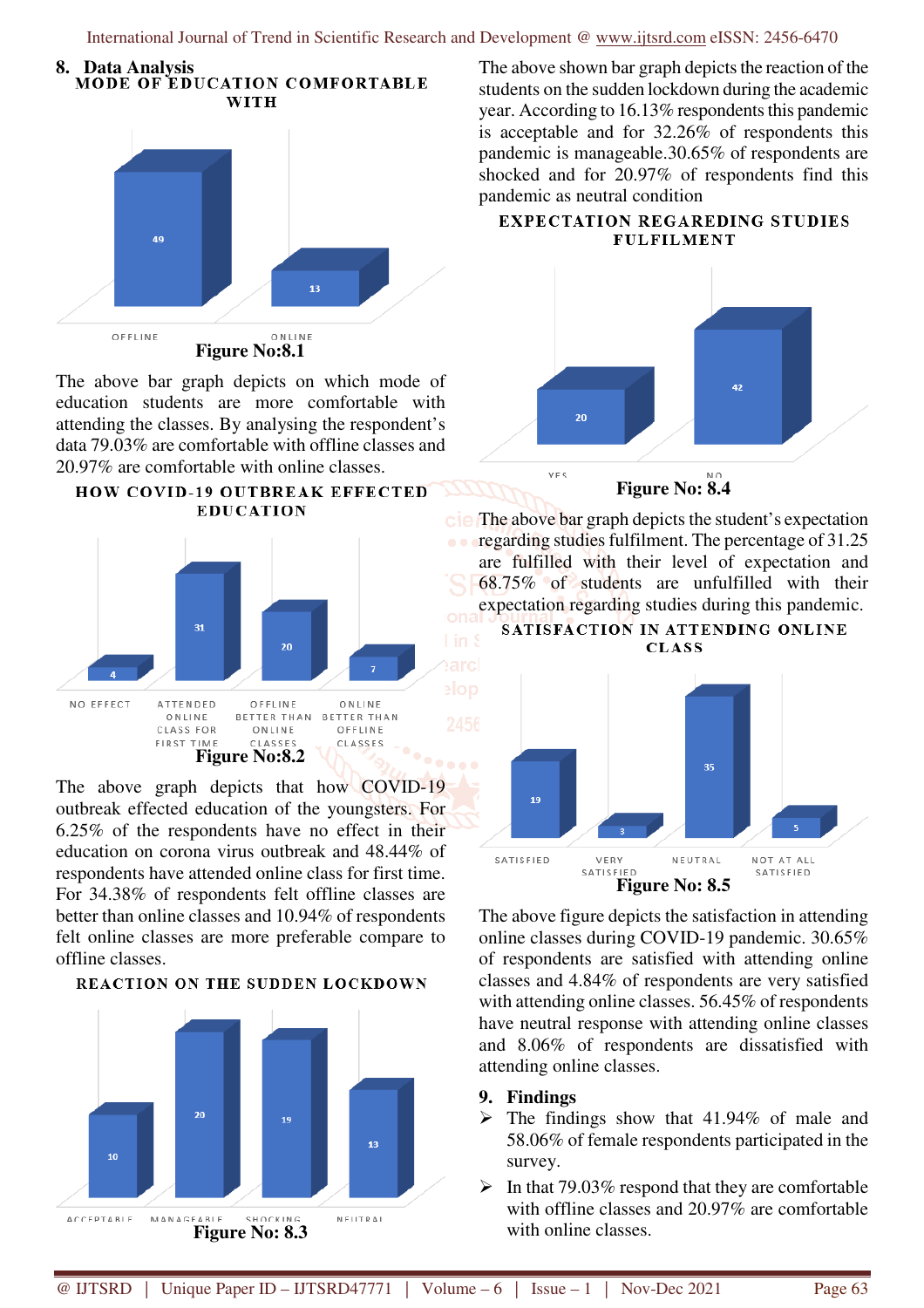## 8. Data Analysis

MODE OF EDUCATION COMFORTABLE WITH

| | OFFLINE | ONLINE |
|---|---|---|
| Respondents | 49 | 13 |

**Figure No:8.1**

The above bar graph depicts on which mode of education students are more comfortable with attending the classes. By analysing the respondent's data 79.03% are comfortable with offline classes and 20.97% are comfortable with online classes.

HOW COVID-19 OUTBREAK EFFECTED EDUCATION

| | NO EFFECT | ATTENDED ONLINE CLASS FOR FIRST TIME | OFFLINE BETTER THAN ONLINE CLASSES | ONLINE BETTER THAN OFFLINE CLASSES |
|---|---|---|---|---|
| Respondents | 4 | 31 | 20 | 7 |

**Figure No:8.2**

The above graph depicts that how COVID-19 outbreak effected education of the youngsters. For 6.25% of the respondents have no effect in their education on corona virus outbreak and 48.44% of respondents have attended online class for first time. For 34.38% of respondents felt offline classes are better than online classes and 10.94% of respondents felt online classes are more preferable compare to offline classes.

REACTION ON THE SUDDEN LOCKDOWN

| | ACCEPTABLE | MANAGEABLE | SHOCKING | NEUTRAL |
|---|---|---|---|---|
| Respondents | 10 | 20 | 19 | 13 |

**Figure No: 8.3**

The above shown bar graph depicts the reaction of the students on the sudden lockdown during the academic year. According to 16.13% respondents this pandemic is acceptable and for 32.26% of respondents this pandemic is manageable.30.65% of respondents are shocked and for 20.97% of respondents find this pandemic as neutral condition

EXPECTATION REGAREDING STUDIES FULFILMENT

| | YES | NO |
|---|---|---|
| Respondents | 20 | 42 |

**Figure No: 8.4**

The above bar graph depicts the student's expectation regarding studies fulfilment. The percentage of 31.25 are fulfilled with their level of expectation and 68.75% of students are unfulfilled with their expectation regarding studies during this pandemic.

SATISFACTION IN ATTENDING ONLINE CLASS

| | SATISFIED | VERY SATISFIED | NEUTRAL | NOT AT ALL SATISFIED |
|---|---|---|---|---|
| Respondents | 19 | 3 | 35 | 5 |

**Figure No: 8.5**

The above figure depicts the satisfaction in attending online classes during COVID-19 pandemic. 30.65% of respondents are satisfied with attending online classes and 4.84% of respondents are very satisfied with attending online classes. 56.45% of respondents have neutral response with attending online classes and 8.06% of respondents are dissatisfied with attending online classes.

## 9. Findings

- The findings show that 41.94% of male and 58.06% of female respondents participated in the survey.
- In that 79.03% respond that they are comfortable with offline classes and 20.97% are comfortable with online classes.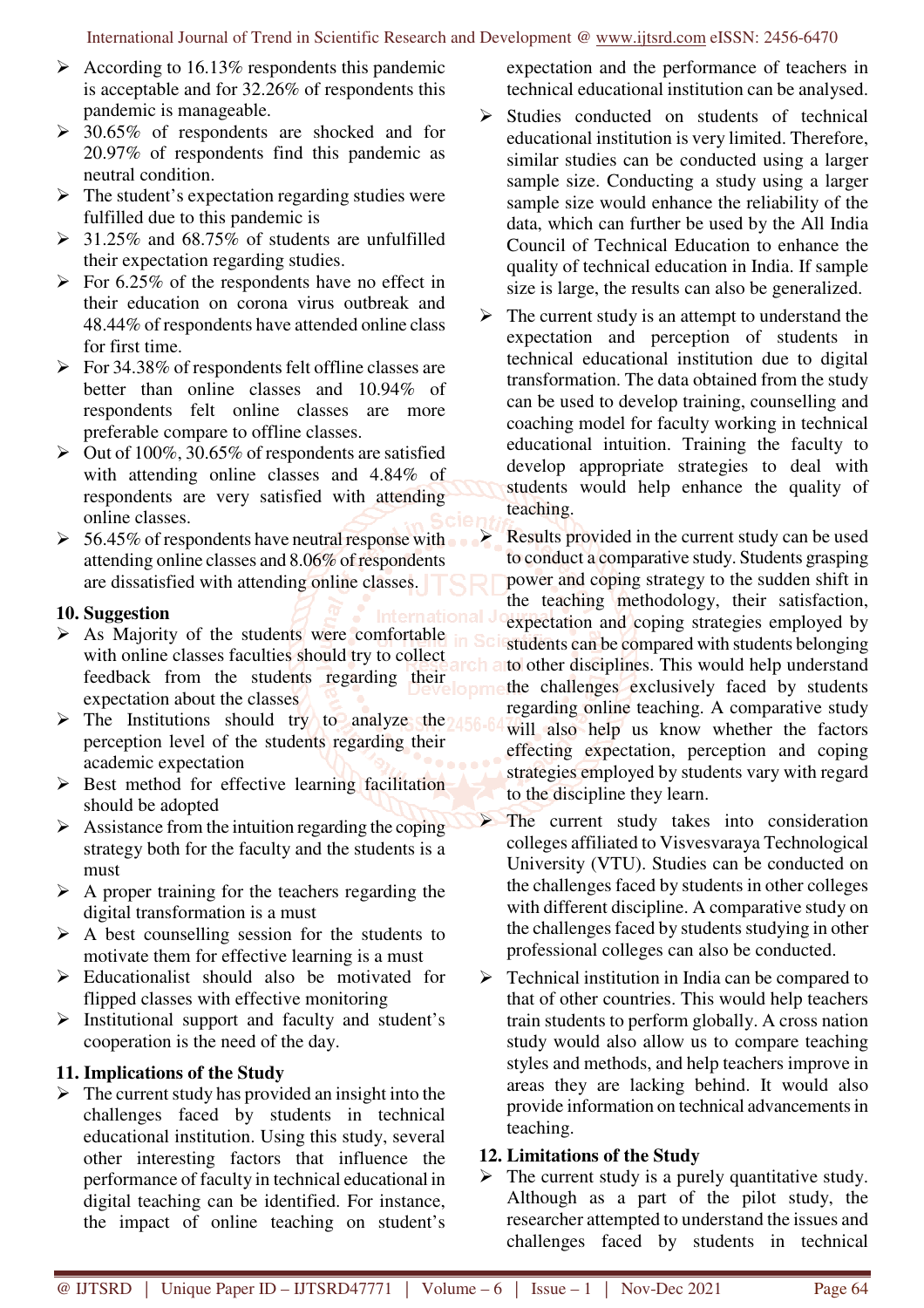- According to 16.13% respondents this pandemic is acceptable and for 32.26% of respondents this pandemic is manageable.
- 30.65% of respondents are shocked and for 20.97% of respondents find this pandemic as neutral condition.
- The student's expectation regarding studies were fulfilled due to this pandemic is
- 31.25% and 68.75% of students are unfulfilled their expectation regarding studies.
- For 6.25% of the respondents have no effect in their education on corona virus outbreak and 48.44% of respondents have attended online class for first time.
- For 34.38% of respondents felt offline classes are better than online classes and 10.94% of respondents felt online classes are more preferable compare to offline classes.
- Out of 100%, 30.65% of respondents are satisfied with attending online classes and 4.84% of respondents are very satisfied with attending online classes.
- 56.45% of respondents have neutral response with attending online classes and 8.06% of respondents are dissatisfied with attending online classes.

## 10. Suggestion

- As Majority of the students were comfortable with online classes faculties should try to collect feedback from the students regarding their expectation about the classes
- The Institutions should try to analyze the perception level of the students regarding their academic expectation
- Best method for effective learning facilitation should be adopted
- Assistance from the intuition regarding the coping strategy both for the faculty and the students is a must
- A proper training for the teachers regarding the digital transformation is a must
- A best counselling session for the students to motivate them for effective learning is a must
- Educationalist should also be motivated for flipped classes with effective monitoring
- Institutional support and faculty and student's cooperation is the need of the day.

## 11. Implications of the Study

- The current study has provided an insight into the challenges faced by students in technical educational institution. Using this study, several other interesting factors that influence the performance of faculty in technical educational in digital teaching can be identified. For instance, the impact of online teaching on student's expectation and the performance of teachers in technical educational institution can be analysed.
- Studies conducted on students of technical educational institution is very limited. Therefore, similar studies can be conducted using a larger sample size. Conducting a study using a larger sample size would enhance the reliability of the data, which can further be used by the All India Council of Technical Education to enhance the quality of technical education in India. If sample size is large, the results can also be generalized.
- The current study is an attempt to understand the expectation and perception of students in technical educational institution due to digital transformation. The data obtained from the study can be used to develop training, counselling and coaching model for faculty working in technical educational intuition. Training the faculty to develop appropriate strategies to deal with students would help enhance the quality of teaching.
- Results provided in the current study can be used to conduct a comparative study. Students grasping power and coping strategy to the sudden shift in the teaching methodology, their satisfaction, expectation and coping strategies employed by students can be compared with students belonging to other disciplines. This would help understand the challenges exclusively faced by students regarding online teaching. A comparative study will also help us know whether the factors effecting expectation, perception and coping strategies employed by students vary with regard to the discipline they learn.
- The current study takes into consideration colleges affiliated to Visvesvaraya Technological University (VTU). Studies can be conducted on the challenges faced by students in other colleges with different discipline. A comparative study on the challenges faced by students studying in other professional colleges can also be conducted.
- Technical institution in India can be compared to that of other countries. This would help teachers train students to perform globally. A cross nation study would also allow us to compare teaching styles and methods, and help teachers improve in areas they are lacking behind. It would also provide information on technical advancements in teaching.

## 12. Limitations of the Study

- The current study is a purely quantitative study. Although as a part of the pilot study, the researcher attempted to understand the issues and challenges faced by students in technical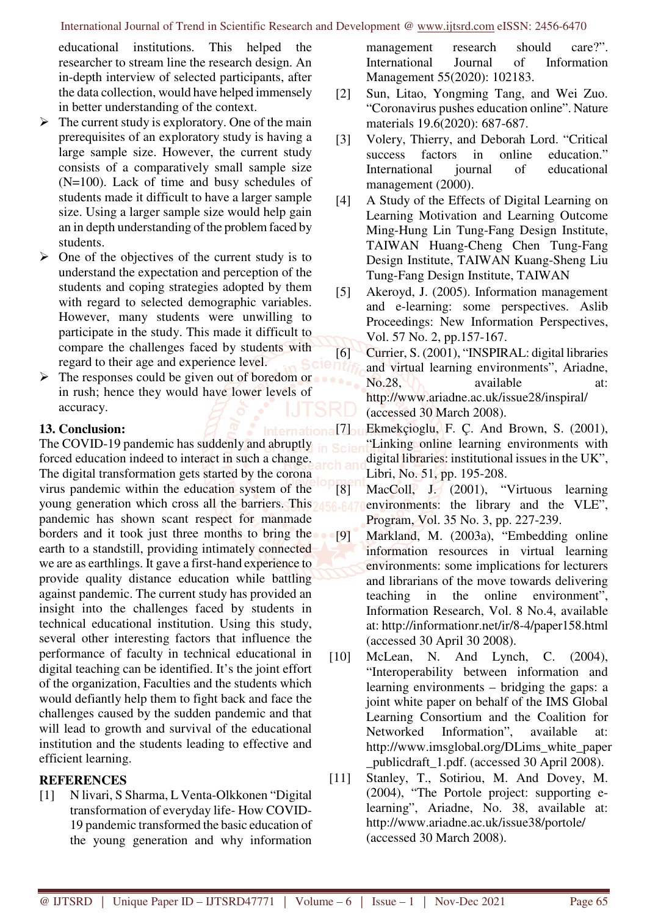educational institutions. This helped the researcher to stream line the research design. An in-depth interview of selected participants, after the data collection, would have helped immensely in better understanding of the context.

- The current study is exploratory. One of the main prerequisites of an exploratory study is having a large sample size. However, the current study consists of a comparatively small sample size (N=100). Lack of time and busy schedules of students made it difficult to have a larger sample size. Using a larger sample size would help gain an in depth understanding of the problem faced by students.
- One of the objectives of the current study is to understand the expectation and perception of the students and coping strategies adopted by them with regard to selected demographic variables. However, many students were unwilling to participate in the study. This made it difficult to compare the challenges faced by students with regard to their age and experience level.
- The responses could be given out of boredom or in rush; hence they would have lower levels of accuracy.

## 13. Conclusion:

The COVID-19 pandemic has suddenly and abruptly forced education indeed to interact in such a change. The digital transformation gets started by the corona virus pandemic within the education system of the young generation which cross all the barriers. This pandemic has shown scant respect for manmade borders and it took just three months to bring the earth to a standstill, providing intimately connected we are as earthlings. It gave a first-hand experience to provide quality distance education while battling against pandemic. The current study has provided an insight into the challenges faced by students in technical educational institution. Using this study, several other interesting factors that influence the performance of faculty in technical educational in digital teaching can be identified. It's the joint effort of the organization, Faculties and the students which would defiantly help them to fight back and face the challenges caused by the sudden pandemic and that will lead to growth and survival of the educational institution and the students leading to effective and efficient learning.

## REFERENCES

[1] N livari, S Sharma, L Venta-Olkkonen "Digital transformation of everyday life- How COVID-19 pandemic transformed the basic education of the young generation and why information management research should care?". International Journal of Information Management 55(2020): 102183.

[2] Sun, Litao, Yongming Tang, and Wei Zuo. "Coronavirus pushes education online". Nature materials 19.6(2020): 687-687.

[3] Volery, Thierry, and Deborah Lord. "Critical success factors in online education." International journal of educational management (2000).

[4] A Study of the Effects of Digital Learning on Learning Motivation and Learning Outcome Ming-Hung Lin Tung-Fang Design Institute, TAIWAN Huang-Cheng Chen Tung-Fang Design Institute, TAIWAN Kuang-Sheng Liu Tung-Fang Design Institute, TAIWAN

[5] Akeroyd, J. (2005). Information management and e-learning: some perspectives. Aslib Proceedings: New Information Perspectives, Vol. 57 No. 2, pp.157-167.

[6] Currier, S. (2001), "INSPIRAL: digital libraries and virtual learning environments", Ariadne, No.28, available at: http://www.ariadne.ac.uk/issue28/inspiral/ (accessed 30 March 2008).

[7] Ekmekçioglu, F. Ç. And Brown, S. (2001), "Linking online learning environments with digital libraries: institutional issues in the UK", Libri, No. 51, pp. 195-208.

[8] MacColl, J. (2001), "Virtuous learning environments: the library and the VLE", Program, Vol. 35 No. 3, pp. 227-239.

[9] Markland, M. (2003a), "Embedding online information resources in virtual learning environments: some implications for lecturers and librarians of the move towards delivering teaching in the online environment", Information Research, Vol. 8 No.4, available at: http://informationr.net/ir/8-4/paper158.html (accessed 30 April 30 2008).

[10] McLean, N. And Lynch, C. (2004), "Interoperability between information and learning environments – bridging the gaps: a joint white paper on behalf of the IMS Global Learning Consortium and the Coalition for Networked Information", available at: http://www.imsglobal.org/DLims_white_paper_publicdraft_1.pdf. (accessed 30 April 2008).

[11] Stanley, T., Sotiriou, M. And Dovey, M. (2004), "The Portole project: supporting e-learning", Ariadne, No. 38, available at: http://www.ariadne.ac.uk/issue38/portole/ (accessed 30 March 2008).